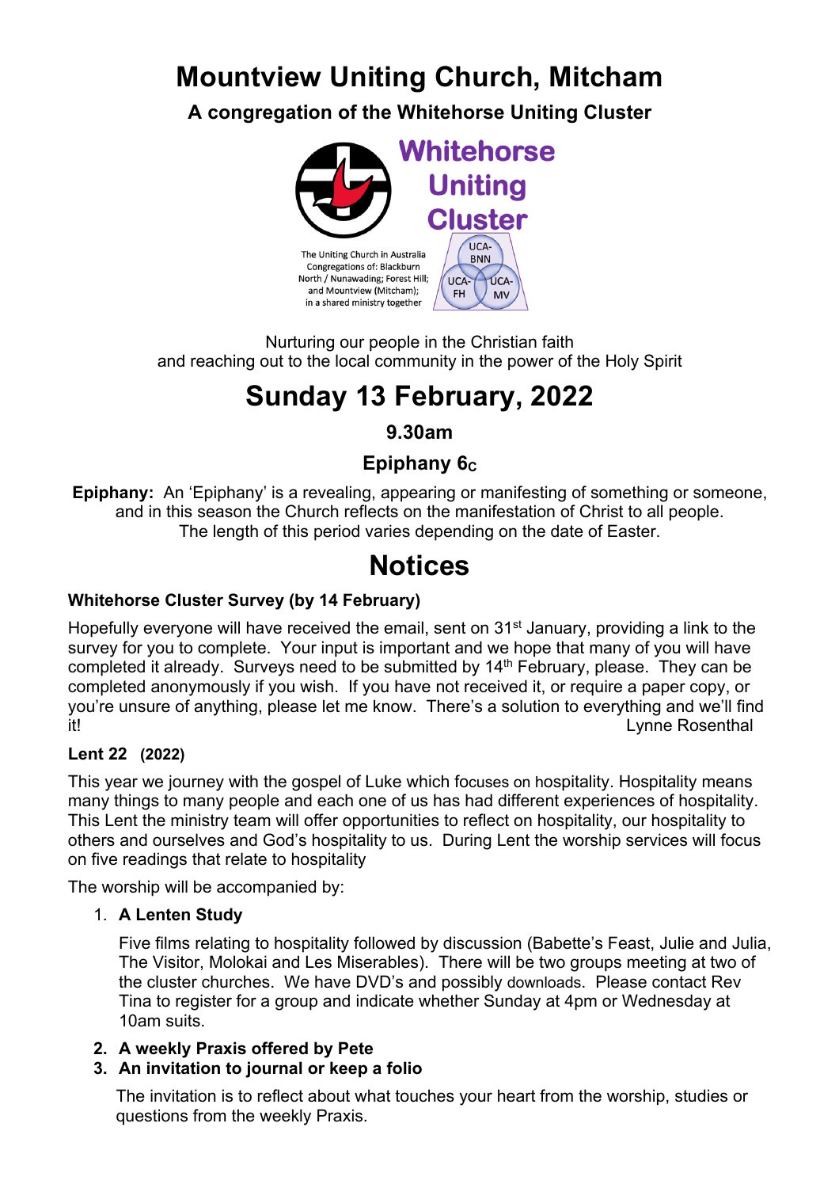# Mountview Uniting Church, Mitcham

### A congregation of the Whitehorse Uniting Cluster

Whitehorse Uniting Cluster

The Uniting Church in Australia Congregations of: Blackburn North / Nunawading; Forest Hill; and Mountview (Mitcham); in a shared ministry together

UCA-BNN UCA-FH UCA-MV

Nurturing our people in the Christian faith
and reaching out to the local community in the power of the Holy Spirit

# Sunday 13 February, 2022

### 9.30am

### Epiphany $6_C$

**Epiphany:** An 'Epiphany' is a revealing, appearing or manifesting of something or someone, and in this season the Church reflects on the manifestation of Christ to all people. The length of this period varies depending on the date of Easter.

# Notices

### Whitehorse Cluster Survey (by 14 February)

Hopefully everyone will have received the email, sent on 31st January, providing a link to the survey for you to complete. Your input is important and we hope that many of you will have completed it already. Surveys need to be submitted by 14th February, please. They can be completed anonymously if you wish. If you have not received it, or require a paper copy, or you're unsure of anything, please let me know. There's a solution to everything and we'll find it!

Lynne Rosenthal

### Lent 22 (2022)

This year we journey with the gospel of Luke which focuses on hospitality. Hospitality means many things to many people and each one of us has had different experiences of hospitality. This Lent the ministry team will offer opportunities to reflect on hospitality, our hospitality to others and ourselves and God's hospitality to us. During Lent the worship services will focus on five readings that relate to hospitality

The worship will be accompanied by:

1. **A Lenten Study**

   Five films relating to hospitality followed by discussion (Babette's Feast, Julie and Julia, The Visitor, Molokai and Les Miserables). There will be two groups meeting at two of the cluster churches. We have DVD's and possibly downloads. Please contact Rev Tina to register for a group and indicate whether Sunday at 4pm or Wednesday at 10am suits.

2. **A weekly Praxis offered by Pete**
3. **An invitation to journal or keep a folio**

   The invitation is to reflect about what touches your heart from the worship, studies or questions from the weekly Praxis.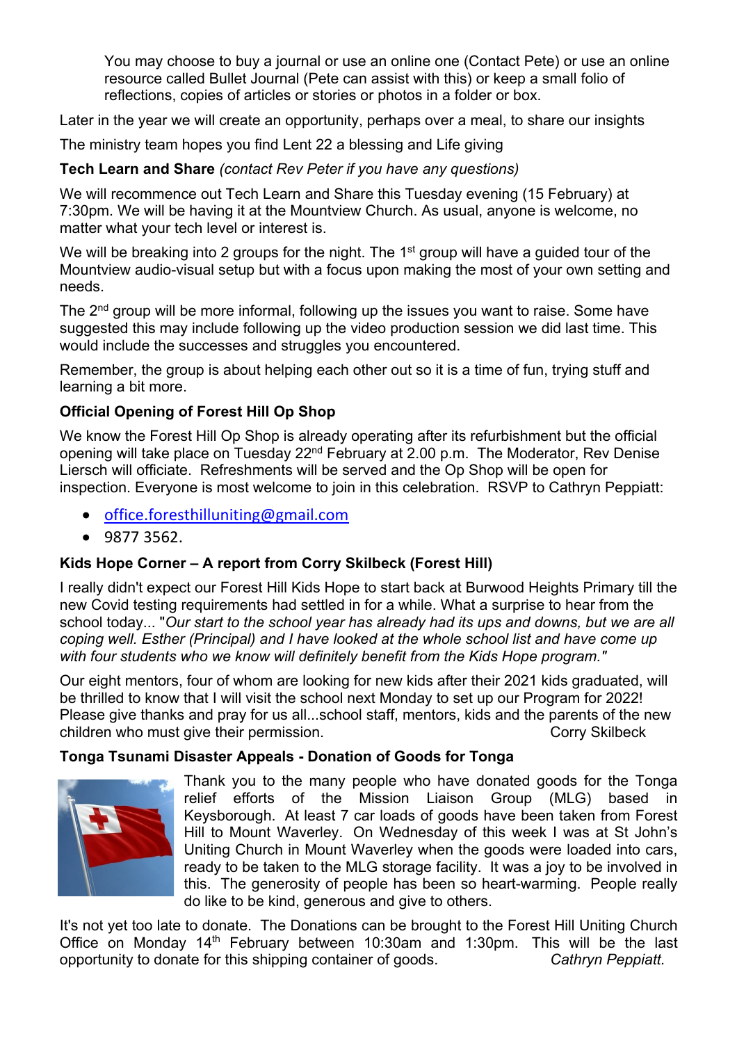You may choose to buy a journal or use an online one (Contact Pete) or use an online resource called Bullet Journal (Pete can assist with this) or keep a small folio of reflections, copies of articles or stories or photos in a folder or box.

Later in the year we will create an opportunity, perhaps over a meal, to share our insights

The ministry team hopes you find Lent 22 a blessing and Life giving

**Tech Learn and Share** *(contact Rev Peter if you have any questions)*

We will recommence out Tech Learn and Share this Tuesday evening (15 February) at 7:30pm. We will be having it at the Mountview Church. As usual, anyone is welcome, no matter what your tech level or interest is.

We will be breaking into 2 groups for the night. The 1st group will have a guided tour of the Mountview audio-visual setup but with a focus upon making the most of your own setting and needs.

The 2nd group will be more informal, following up the issues you want to raise. Some have suggested this may include following up the video production session we did last time. This would include the successes and struggles you encountered.

Remember, the group is about helping each other out so it is a time of fun, trying stuff and learning a bit more.

**Official Opening of Forest Hill Op Shop**

We know the Forest Hill Op Shop is already operating after its refurbishment but the official opening will take place on Tuesday 22nd February at 2.00 p.m. The Moderator, Rev Denise Liersch will officiate. Refreshments will be served and the Op Shop will be open for inspection. Everyone is most welcome to join in this celebration. RSVP to Cathryn Peppiatt:

- office.foresthilluniting@gmail.com
- 9877 3562.

**Kids Hope Corner – A report from Corry Skilbeck (Forest Hill)**

I really didn't expect our Forest Hill Kids Hope to start back at Burwood Heights Primary till the new Covid testing requirements had settled in for a while. What a surprise to hear from the school today... "*Our start to the school year has already had its ups and downs, but we are all coping well. Esther (Principal) and I have looked at the whole school list and have come up with four students who we know will definitely benefit from the Kids Hope program."*

Our eight mentors, four of whom are looking for new kids after their 2021 kids graduated, will be thrilled to know that I will visit the school next Monday to set up our Program for 2022! Please give thanks and pray for us all...school staff, mentors, kids and the parents of the new children who must give their permission. Corry Skilbeck

**Tonga Tsunami Disaster Appeals - Donation of Goods for Tonga**

Thank you to the many people who have donated goods for the Tonga relief efforts of the Mission Liaison Group (MLG) based in Keysborough. At least 7 car loads of goods have been taken from Forest Hill to Mount Waverley. On Wednesday of this week I was at St John's Uniting Church in Mount Waverley when the goods were loaded into cars, ready to be taken to the MLG storage facility. It was a joy to be involved in this. The generosity of people has been so heart-warming. People really do like to be kind, generous and give to others.

It's not yet too late to donate. The Donations can be brought to the Forest Hill Uniting Church Office on Monday 14th February between 10:30am and 1:30pm. This will be the last opportunity to donate for this shipping container of goods. *Cathryn Peppiatt.*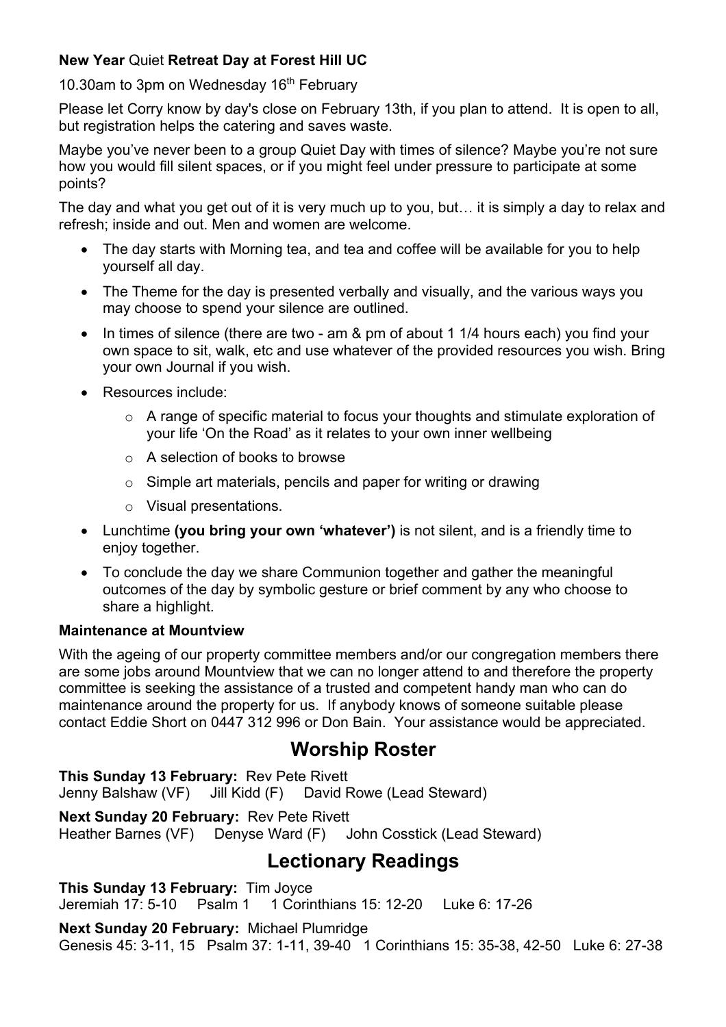**New Year** Quiet **Retreat Day at Forest Hill UC**

10.30am to 3pm on Wednesday 16th February

Please let Corry know by day's close on February 13th, if you plan to attend. It is open to all, but registration helps the catering and saves waste.

Maybe you've never been to a group Quiet Day with times of silence? Maybe you're not sure how you would fill silent spaces, or if you might feel under pressure to participate at some points?

The day and what you get out of it is very much up to you, but… it is simply a day to relax and refresh; inside and out. Men and women are welcome.

- The day starts with Morning tea, and tea and coffee will be available for you to help yourself all day.
- The Theme for the day is presented verbally and visually, and the various ways you may choose to spend your silence are outlined.
- In times of silence (there are two - am & pm of about 1 1/4 hours each) you find your own space to sit, walk, etc and use whatever of the provided resources you wish. Bring your own Journal if you wish.
- Resources include:
    - A range of specific material to focus your thoughts and stimulate exploration of your life 'On the Road' as it relates to your own inner wellbeing
    - A selection of books to browse
    - Simple art materials, pencils and paper for writing or drawing
    - Visual presentations.
- Lunchtime **(you bring your own 'whatever')** is not silent, and is a friendly time to enjoy together.
- To conclude the day we share Communion together and gather the meaningful outcomes of the day by symbolic gesture or brief comment by any who choose to share a highlight.

**Maintenance at Mountview**

With the ageing of our property committee members and/or our congregation members there are some jobs around Mountview that we can no longer attend to and therefore the property committee is seeking the assistance of a trusted and competent handy man who can do maintenance around the property for us. If anybody knows of someone suitable please contact Eddie Short on 0447 312 996 or Don Bain. Your assistance would be appreciated.

## Worship Roster

**This Sunday 13 February:** Rev Pete Rivett
Jenny Balshaw (VF) Jill Kidd (F) David Rowe (Lead Steward)

**Next Sunday 20 February:** Rev Pete Rivett
Heather Barnes (VF) Denyse Ward (F) John Cosstick (Lead Steward)

## Lectionary Readings

**This Sunday 13 February:** Tim Joyce
Jeremiah 17: 5-10 Psalm 1 1 Corinthians 15: 12-20 Luke 6: 17-26

**Next Sunday 20 February:** Michael Plumridge
Genesis 45: 3-11, 15 Psalm 37: 1-11, 39-40 1 Corinthians 15: 35-38, 42-50 Luke 6: 27-38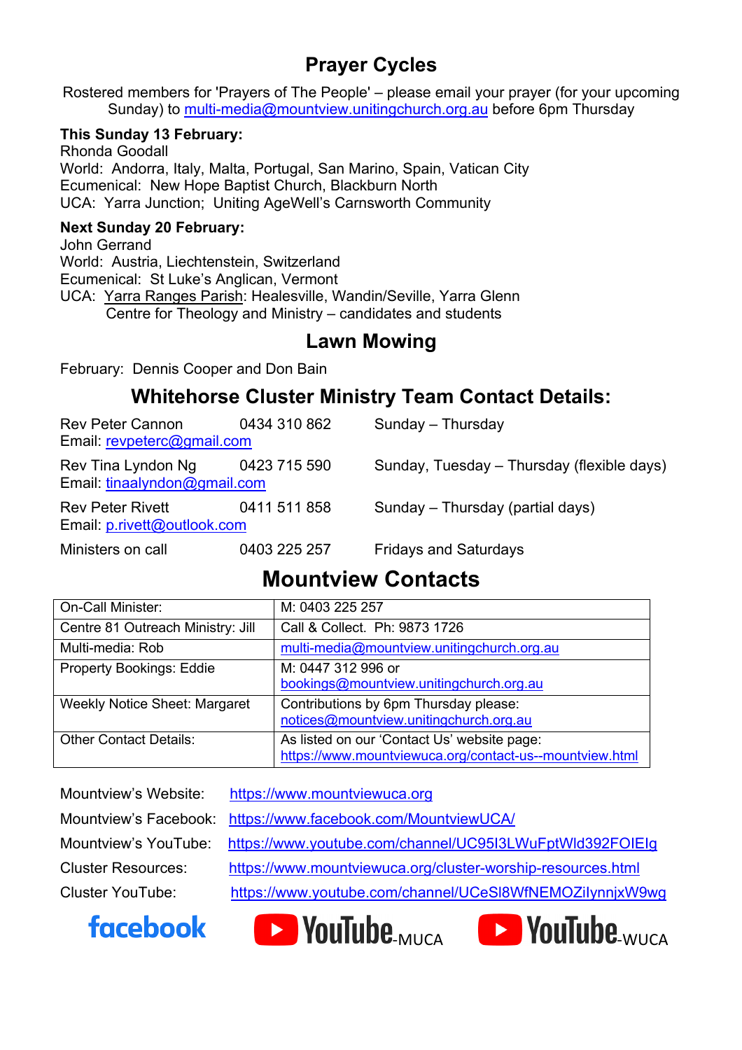# Prayer Cycles

Rostered members for 'Prayers of The People' – please email your prayer (for your upcoming Sunday) to multi-media@mountview.unitingchurch.org.au before 6pm Thursday

**This Sunday 13 February:**
Rhonda Goodall
World: Andorra, Italy, Malta, Portugal, San Marino, Spain, Vatican City
Ecumenical: New Hope Baptist Church, Blackburn North
UCA: Yarra Junction; Uniting AgeWell's Carnsworth Community

**Next Sunday 20 February:**
John Gerrand
World: Austria, Liechtenstein, Switzerland
Ecumenical: St Luke's Anglican, Vermont
UCA: Yarra Ranges Parish: Healesville, Wandin/Seville, Yarra Glenn
Centre for Theology and Ministry – candidates and students

# Lawn Mowing

February: Dennis Cooper and Don Bain

# Whitehorse Cluster Ministry Team Contact Details:

Rev Peter Cannon — 0434 310 862 — Sunday – Thursday
Email: revpeterc@gmail.com

Rev Tina Lyndon Ng — 0423 715 590 — Sunday, Tuesday – Thursday (flexible days)
Email: tinaalyndon@gmail.com

Rev Peter Rivett — 0411 511 858 — Sunday – Thursday (partial days)
Email: p.rivett@outlook.com

Ministers on call — 0403 225 257 — Fridays and Saturdays

# Mountview Contacts

| | |
|---|---|
| On-Call Minister: | M: 0403 225 257 |
| Centre 81 Outreach Ministry: Jill | Call & Collect. Ph: 9873 1726 |
| Multi-media: Rob | multi-media@mountview.unitingchurch.org.au |
| Property Bookings: Eddie | M: 0447 312 996 or bookings@mountview.unitingchurch.org.au |
| Weekly Notice Sheet: Margaret | Contributions by 6pm Thursday please: notices@mountview.unitingchurch.org.au |
| Other Contact Details: | As listed on our 'Contact Us' website page: https://www.mountviewuca.org/contact-us--mountview.html |

Mountview's Website: https://www.mountviewuca.org
Mountview's Facebook: https://www.facebook.com/MountviewUCA/
Mountview's YouTube: https://www.youtube.com/channel/UC95I3LWuFptWld392FOIEIg
Cluster Resources: https://www.mountviewuca.org/cluster-worship-resources.html
Cluster YouTube: https://www.youtube.com/channel/UCeSI8WfNEMOZilynnjxW9wg

facebook YouTube-MUCA YouTube-WUCA